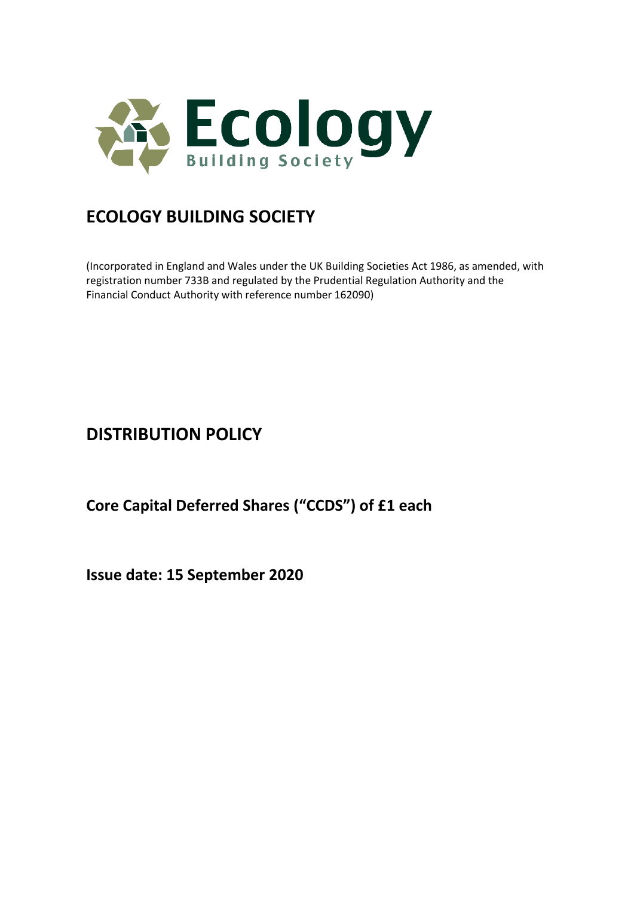# ECOLOGY BUILDING SOCIETY

(Incorporated in England and Wales under the UK Building Societies Act 1986, as amended, with registration number 733B and regulated by the Prudential Regulation Authority and the Financial Conduct Authority with reference number 162090)

## DISTRIBUTION POLICY

**Core Capital Deferred Shares ("CCDS") of £1 each**

**Issue date: 15 September 2020**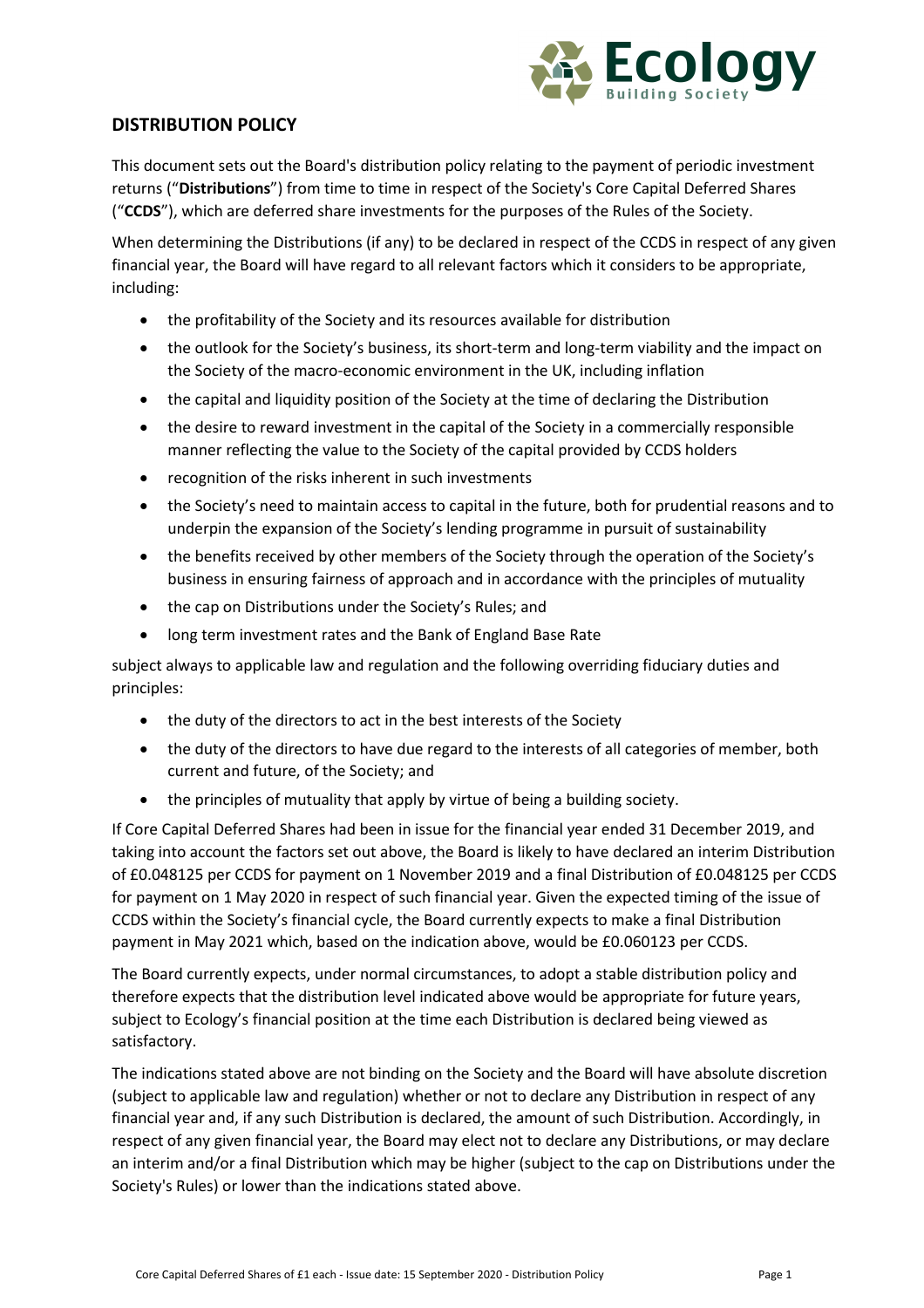## DISTRIBUTION POLICY

This document sets out the Board's distribution policy relating to the payment of periodic investment returns ("**Distributions**") from time to time in respect of the Society's Core Capital Deferred Shares ("**CCDS**"), which are deferred share investments for the purposes of the Rules of the Society.

When determining the Distributions (if any) to be declared in respect of the CCDS in respect of any given financial year, the Board will have regard to all relevant factors which it considers to be appropriate, including:

- the profitability of the Society and its resources available for distribution
- the outlook for the Society's business, its short-term and long-term viability and the impact on the Society of the macro-economic environment in the UK, including inflation
- the capital and liquidity position of the Society at the time of declaring the Distribution
- the desire to reward investment in the capital of the Society in a commercially responsible manner reflecting the value to the Society of the capital provided by CCDS holders
- recognition of the risks inherent in such investments
- the Society's need to maintain access to capital in the future, both for prudential reasons and to underpin the expansion of the Society's lending programme in pursuit of sustainability
- the benefits received by other members of the Society through the operation of the Society's business in ensuring fairness of approach and in accordance with the principles of mutuality
- the cap on Distributions under the Society's Rules; and
- long term investment rates and the Bank of England Base Rate

subject always to applicable law and regulation and the following overriding fiduciary duties and principles:

- the duty of the directors to act in the best interests of the Society
- the duty of the directors to have due regard to the interests of all categories of member, both current and future, of the Society; and
- the principles of mutuality that apply by virtue of being a building society.

If Core Capital Deferred Shares had been in issue for the financial year ended 31 December 2019, and taking into account the factors set out above, the Board is likely to have declared an interim Distribution of £0.048125 per CCDS for payment on 1 November 2019 and a final Distribution of £0.048125 per CCDS for payment on 1 May 2020 in respect of such financial year. Given the expected timing of the issue of CCDS within the Society's financial cycle, the Board currently expects to make a final Distribution payment in May 2021 which, based on the indication above, would be £0.060123 per CCDS.

The Board currently expects, under normal circumstances, to adopt a stable distribution policy and therefore expects that the distribution level indicated above would be appropriate for future years, subject to Ecology's financial position at the time each Distribution is declared being viewed as satisfactory.

The indications stated above are not binding on the Society and the Board will have absolute discretion (subject to applicable law and regulation) whether or not to declare any Distribution in respect of any financial year and, if any such Distribution is declared, the amount of such Distribution. Accordingly, in respect of any given financial year, the Board may elect not to declare any Distributions, or may declare an interim and/or a final Distribution which may be higher (subject to the cap on Distributions under the Society's Rules) or lower than the indications stated above.